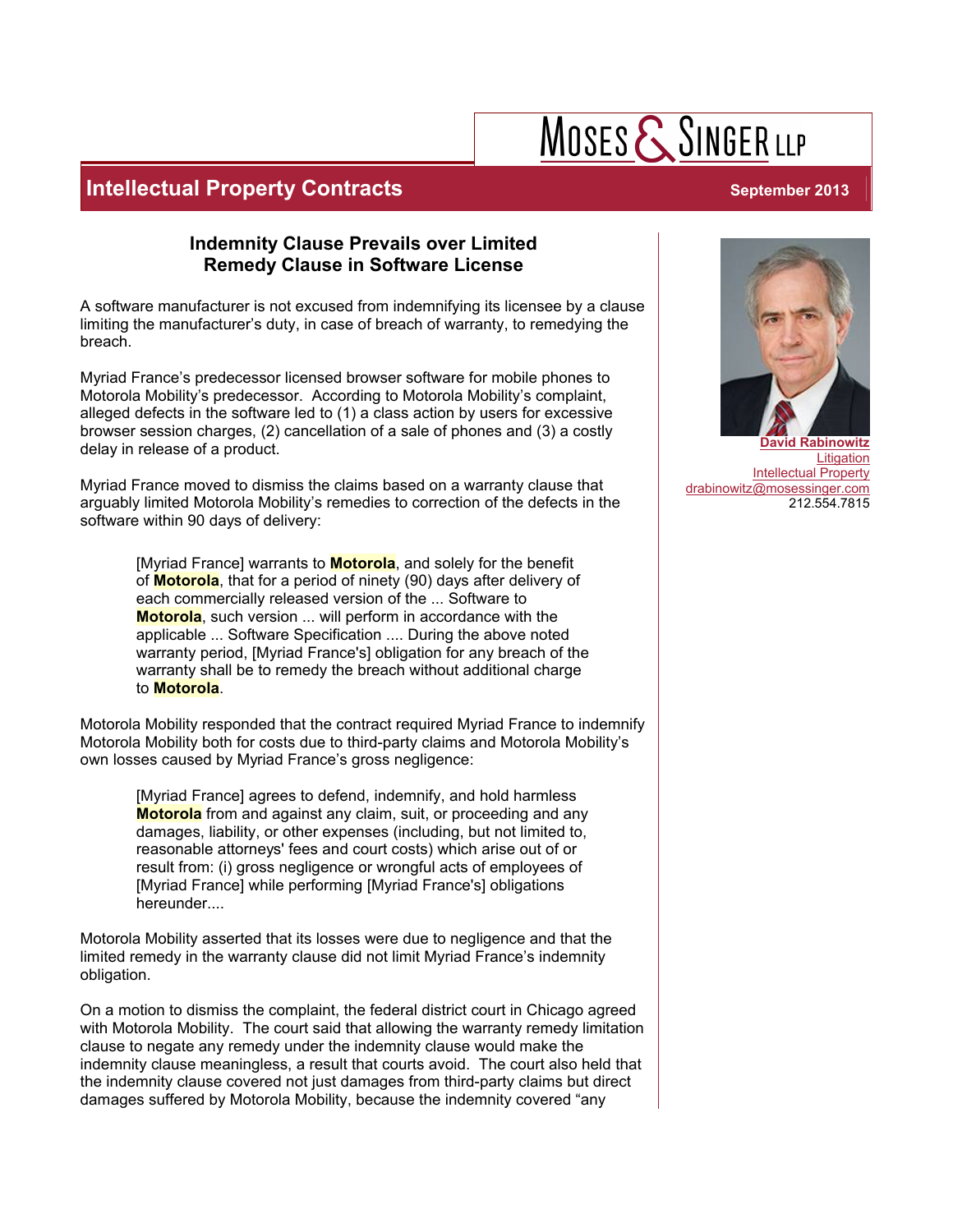# Intellectual Property Contracts

September 2013

## Indemnity Clause Prevails over Limited Remedy Clause in Software License

A software manufacturer is not excused from indemnifying its licensee by a clause limiting the manufacturer's duty, in case of breach of warranty, to remedying the breach.

Myriad France's predecessor licensed browser software for mobile phones to Motorola Mobility's predecessor. According to Motorola Mobility's complaint, alleged defects in the software led to (1) a class action by users for excessive browser session charges, (2) cancellation of a sale of phones and (3) a costly delay in release of a product.

Myriad France moved to dismiss the claims based on a warranty clause that arguably limited Motorola Mobility's remedies to correction of the defects in the software within 90 days of delivery:

> [Myriad France] warrants to **Motorola**, and solely for the benefit of **Motorola**, that for a period of ninety (90) days after delivery of each commercially released version of the ... Software to **Motorola**, such version ... will perform in accordance with the applicable ... Software Specification .... During the above noted warranty period, [Myriad France's] obligation for any breach of the warranty shall be to remedy the breach without additional charge to **Motorola**.

Motorola Mobility responded that the contract required Myriad France to indemnify Motorola Mobility both for costs due to third-party claims and Motorola Mobility's own losses caused by Myriad France's gross negligence:

> [Myriad France] agrees to defend, indemnify, and hold harmless **Motorola** from and against any claim, suit, or proceeding and any damages, liability, or other expenses (including, but not limited to, reasonable attorneys' fees and court costs) which arise out of or result from: (i) gross negligence or wrongful acts of employees of [Myriad France] while performing [Myriad France's] obligations hereunder....

Motorola Mobility asserted that its losses were due to negligence and that the limited remedy in the warranty clause did not limit Myriad France's indemnity obligation.

On a motion to dismiss the complaint, the federal district court in Chicago agreed with Motorola Mobility. The court said that allowing the warranty remedy limitation clause to negate any remedy under the indemnity clause would make the indemnity clause meaningless, a result that courts avoid. The court also held that the indemnity clause covered not just damages from third-party claims but direct damages suffered by Motorola Mobility, because the indemnity covered "any

**David Rabinowitz**
Litigation
Intellectual Property
drabinowitz@mosessinger.com
212.554.7815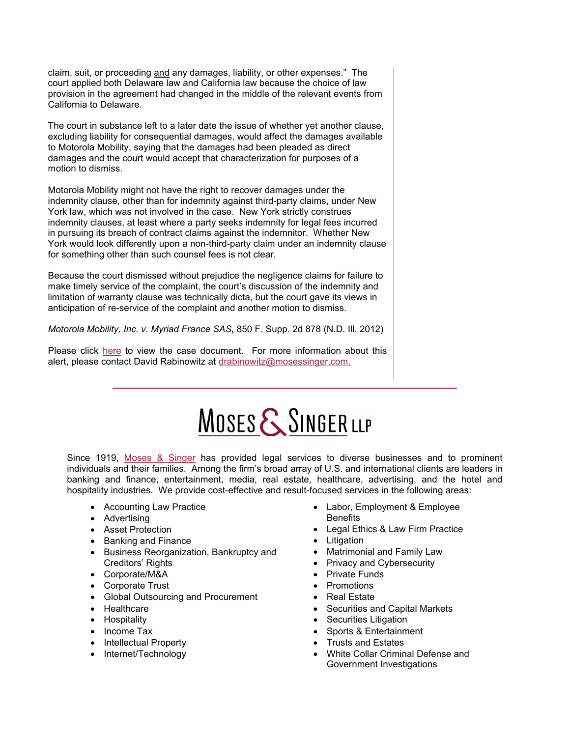claim, suit, or proceeding and any damages, liability, or other expenses." The court applied both Delaware law and California law because the choice of law provision in the agreement had changed in the middle of the relevant events from California to Delaware.

The court in substance left to a later date the issue of whether yet another clause, excluding liability for consequential damages, would affect the damages available to Motorola Mobility, saying that the damages had been pleaded as direct damages and the court would accept that characterization for purposes of a motion to dismiss.

Motorola Mobility might not have the right to recover damages under the indemnity clause, other than for indemnity against third-party claims, under New York law, which was not involved in the case. New York strictly construes indemnity clauses, at least where a party seeks indemnity for legal fees incurred in pursuing its breach of contract claims against the indemnitor. Whether New York would look differently upon a non-third-party claim under an indemnity clause for something other than such counsel fees is not clear.

Because the court dismissed without prejudice the negligence claims for failure to make timely service of the complaint, the court's discussion of the indemnity and limitation of warranty clause was technically dicta, but the court gave its views in anticipation of re-service of the complaint and another motion to dismiss.

*Motorola Mobility, Inc. v. Myriad France SAS*, 850 F. Supp. 2d 878 (N.D. Ill. 2012)

Please click here to view the case document. For more information about this alert, please contact David Rabinowitz at drabinowitz@mosessinger.com.

---

# MOSES & SINGER LLP

Since 1919, Moses & Singer has provided legal services to diverse businesses and to prominent individuals and their families. Among the firm's broad array of U.S. and international clients are leaders in banking and finance, entertainment, media, real estate, healthcare, advertising, and the hotel and hospitality industries. We provide cost-effective and result-focused services in the following areas:

- Accounting Law Practice
- Advertising
- Asset Protection
- Banking and Finance
- Business Reorganization, Bankruptcy and Creditors' Rights
- Corporate/M&A
- Corporate Trust
- Global Outsourcing and Procurement
- Healthcare
- Hospitality
- Income Tax
- Intellectual Property
- Internet/Technology
- Labor, Employment & Employee Benefits
- Legal Ethics & Law Firm Practice
- Litigation
- Matrimonial and Family Law
- Privacy and Cybersecurity
- Private Funds
- Promotions
- Real Estate
- Securities and Capital Markets
- Securities Litigation
- Sports & Entertainment
- Trusts and Estates
- White Collar Criminal Defense and Government Investigations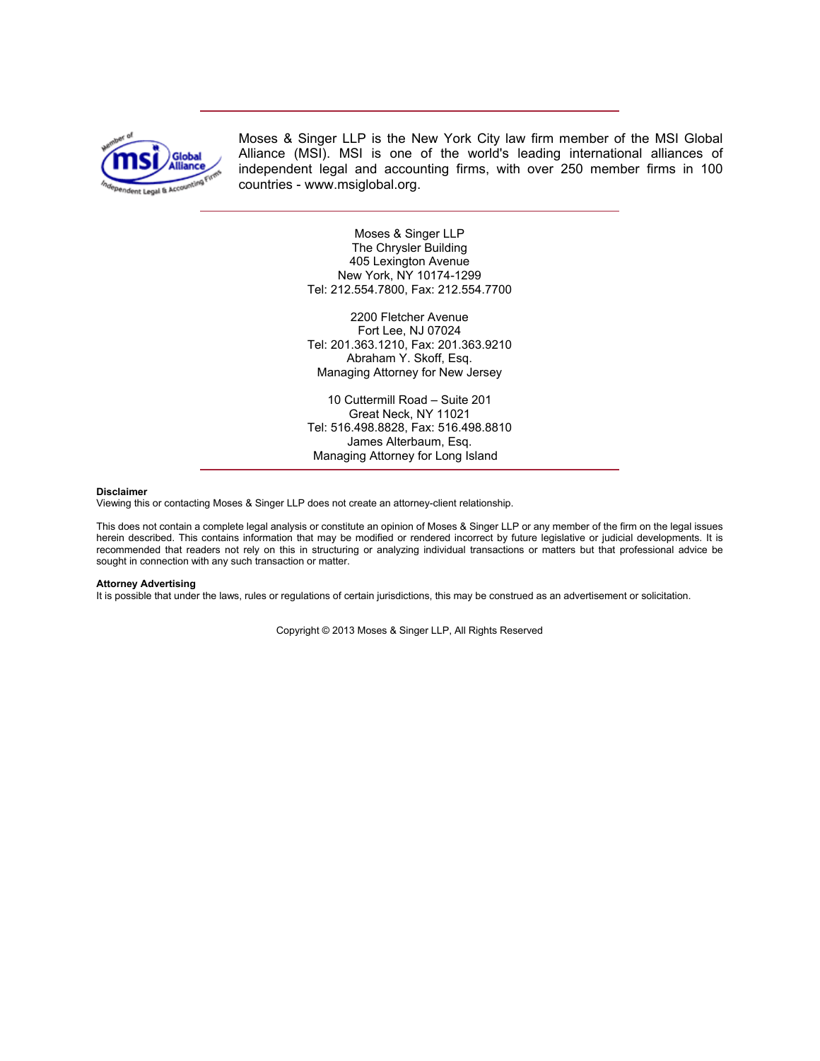Moses & Singer LLP is the New York City law firm member of the MSI Global Alliance (MSI). MSI is one of the world's leading international alliances of independent legal and accounting firms, with over 250 member firms in 100 countries - www.msiglobal.org.

Moses & Singer LLP  
The Chrysler Building  
405 Lexington Avenue  
New York, NY 10174-1299  
Tel: 212.554.7800, Fax: 212.554.7700

2200 Fletcher Avenue  
Fort Lee, NJ 07024  
Tel: 201.363.1210, Fax: 201.363.9210  
Abraham Y. Skoff, Esq.  
Managing Attorney for New Jersey

10 Cuttermill Road – Suite 201  
Great Neck, NY 11021  
Tel: 516.498.8828, Fax: 516.498.8810  
James Alterbaum, Esq.  
Managing Attorney for Long Island

**Disclaimer**  
Viewing this or contacting Moses & Singer LLP does not create an attorney-client relationship.

This does not contain a complete legal analysis or constitute an opinion of Moses & Singer LLP or any member of the firm on the legal issues herein described. This contains information that may be modified or rendered incorrect by future legislative or judicial developments. It is recommended that readers not rely on this in structuring or analyzing individual transactions or matters but that professional advice be sought in connection with any such transaction or matter.

**Attorney Advertising**  
It is possible that under the laws, rules or regulations of certain jurisdictions, this may be construed as an advertisement or solicitation.

Copyright © 2013 Moses & Singer LLP, All Rights Reserved